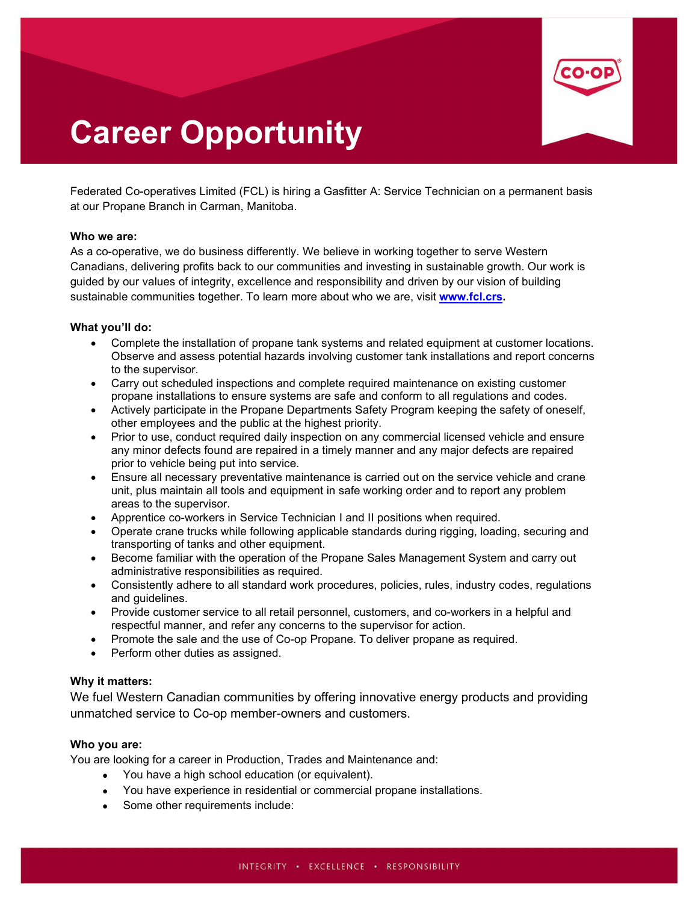# Career Opportunity

Federated Co-operatives Limited (FCL) is hiring a Gasfitter A: Service Technician on a permanent basis at our Propane Branch in Carman, Manitoba.

**Who we are:**

As a co-operative, we do business differently. We believe in working together to serve Western Canadians, delivering profits back to our communities and investing in sustainable growth. Our work is guided by our values of integrity, excellence and responsibility and driven by our vision of building sustainable communities together. To learn more about who we are, visit **www.fcl.crs.**

**What you'll do:**

- Complete the installation of propane tank systems and related equipment at customer locations. Observe and assess potential hazards involving customer tank installations and report concerns to the supervisor.
- Carry out scheduled inspections and complete required maintenance on existing customer propane installations to ensure systems are safe and conform to all regulations and codes.
- Actively participate in the Propane Departments Safety Program keeping the safety of oneself, other employees and the public at the highest priority.
- Prior to use, conduct required daily inspection on any commercial licensed vehicle and ensure any minor defects found are repaired in a timely manner and any major defects are repaired prior to vehicle being put into service.
- Ensure all necessary preventative maintenance is carried out on the service vehicle and crane unit, plus maintain all tools and equipment in safe working order and to report any problem areas to the supervisor.
- Apprentice co-workers in Service Technician I and II positions when required.
- Operate crane trucks while following applicable standards during rigging, loading, securing and transporting of tanks and other equipment.
- Become familiar with the operation of the Propane Sales Management System and carry out administrative responsibilities as required.
- Consistently adhere to all standard work procedures, policies, rules, industry codes, regulations and guidelines.
- Provide customer service to all retail personnel, customers, and co-workers in a helpful and respectful manner, and refer any concerns to the supervisor for action.
- Promote the sale and the use of Co-op Propane. To deliver propane as required.
- Perform other duties as assigned.

**Why it matters:**

We fuel Western Canadian communities by offering innovative energy products and providing unmatched service to Co-op member-owners and customers.

**Who you are:**

You are looking for a career in Production, Trades and Maintenance and:

- You have a high school education (or equivalent).
- You have experience in residential or commercial propane installations.
- Some other requirements include: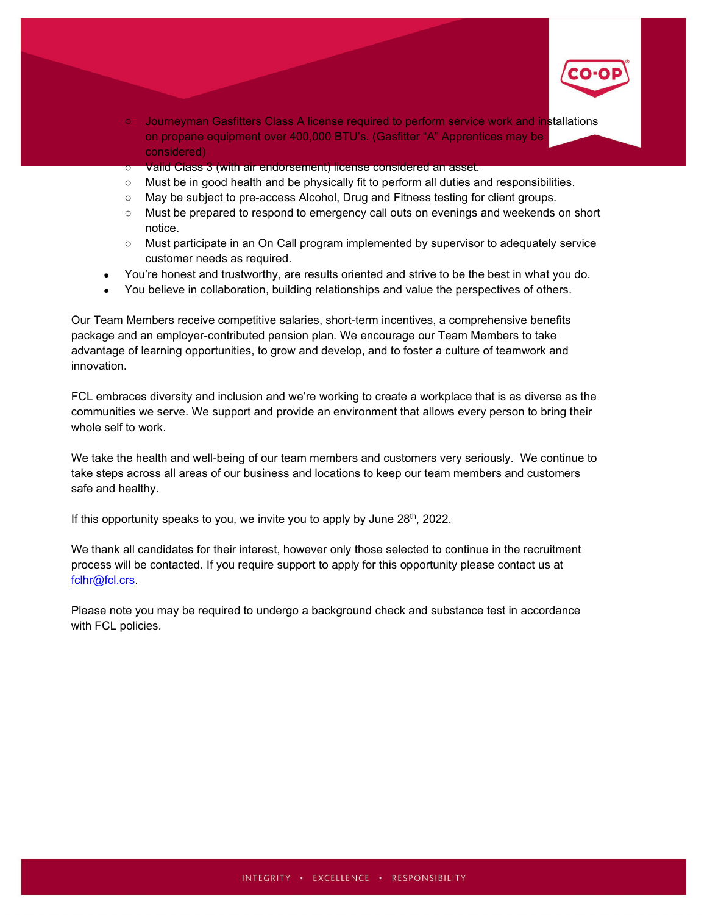- Journeyman Gasfitters Class A license required to perform service work and installations on propane equipment over 400,000 BTU's. (Gasfitter "A" Apprentices may be considered)
  - Valid Class 3 (with air endorsement) license considered an asset.
  - Must be in good health and be physically fit to perform all duties and responsibilities.
  - May be subject to pre-access Alcohol, Drug and Fitness testing for client groups.
  - Must be prepared to respond to emergency call outs on evenings and weekends on short notice.
  - Must participate in an On Call program implemented by supervisor to adequately service customer needs as required.
- You're honest and trustworthy, are results oriented and strive to be the best in what you do.
- You believe in collaboration, building relationships and value the perspectives of others.

Our Team Members receive competitive salaries, short-term incentives, a comprehensive benefits package and an employer-contributed pension plan. We encourage our Team Members to take advantage of learning opportunities, to grow and develop, and to foster a culture of teamwork and innovation.

FCL embraces diversity and inclusion and we're working to create a workplace that is as diverse as the communities we serve. We support and provide an environment that allows every person to bring their whole self to work.

We take the health and well-being of our team members and customers very seriously. We continue to take steps across all areas of our business and locations to keep our team members and customers safe and healthy.

If this opportunity speaks to you, we invite you to apply by June 28th, 2022.

We thank all candidates for their interest, however only those selected to continue in the recruitment process will be contacted. If you require support to apply for this opportunity please contact us at fclhr@fcl.crs.

Please note you may be required to undergo a background check and substance test in accordance with FCL policies.